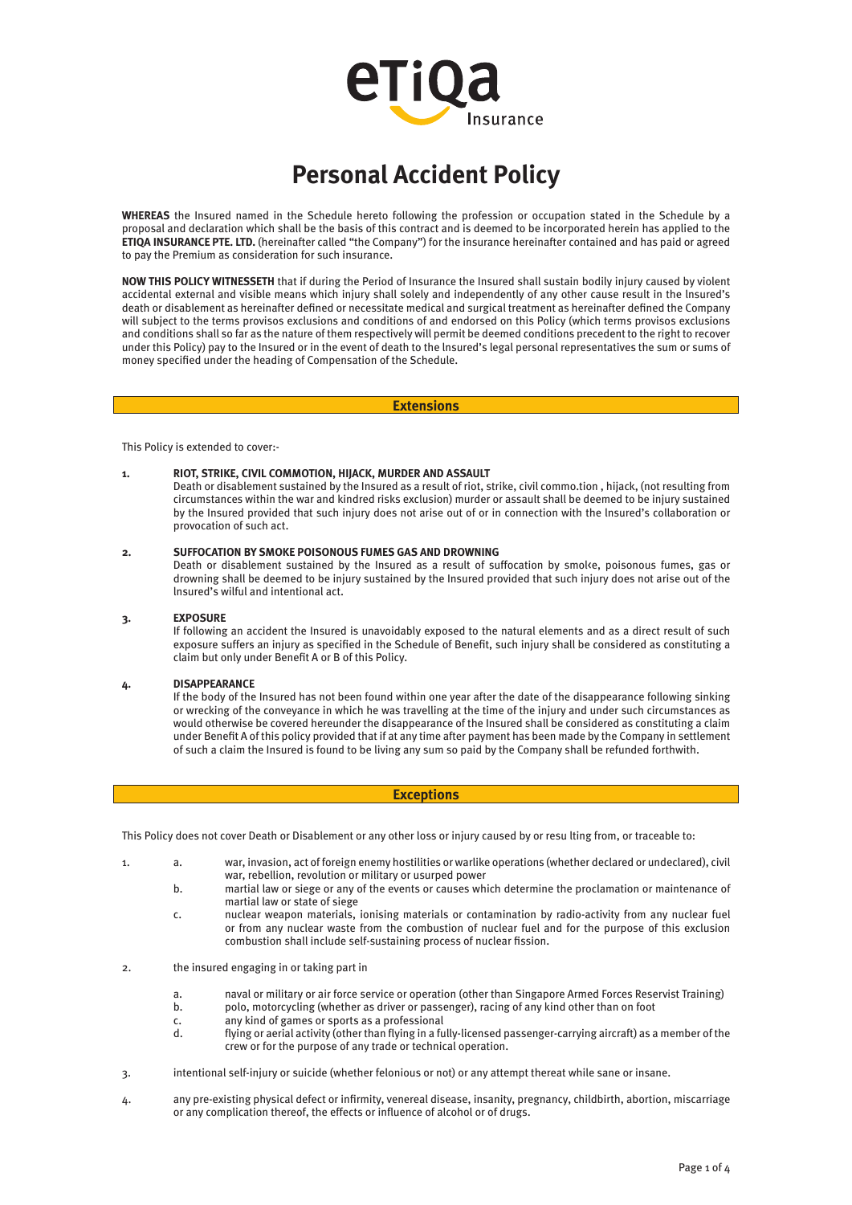# Personal Accident Policy

**WHEREAS** the Insured named in the Schedule hereto following the profession or occupation stated in the Schedule by a proposal and declaration which shall be the basis of this contract and is deemed to be incorporated herein has applied to the **ETIQA INSURANCE PTE. LTD.** (hereinafter called "the Company") for the insurance hereinafter contained and has paid or agreed to pay the Premium as consideration for such insurance.

**NOW THIS POLICY WITNESSETH** that if during the Period of Insurance the Insured shall sustain bodily injury caused by violent accidental external and visible means which injury shall solely and independently of any other cause result in the Insured's death or disablement as hereinafter defined or necessitate medical and surgical treatment as hereinafter defined the Company will subject to the terms provisos exclusions and conditions of and endorsed on this Policy (which terms provisos exclusions and conditions shall so far as the nature of them respectively will permit be deemed conditions precedent to the right to recover under this Policy) pay to the Insured or in the event of death to the Insured's legal personal representatives the sum or sums of money specified under the heading of Compensation of the Schedule.

## Extensions

This Policy is extended to cover:-

1. **RIOT, STRIKE, CIVIL COMMOTION, HIJACK, MURDER AND ASSAULT**
   Death or disablement sustained by the Insured as a result of riot, strike, civil commo.tion , hijack, (not resulting from circumstances within the war and kindred risks exclusion) murder or assault shall be deemed to be injury sustained by the Insured provided that such injury does not arise out of or in connection with the Insured's collaboration or provocation of such act.

2. **SUFFOCATION BY SMOKE POISONOUS FUMES GAS AND DROWNING**
   Death or disablement sustained by the Insured as a result of suffocation by smol<e, poisonous fumes, gas or drowning shall be deemed to be injury sustained by the Insured provided that such injury does not arise out of the Insured's wilful and intentional act.

3. **EXPOSURE**
   If following an accident the Insured is unavoidably exposed to the natural elements and as a direct result of such exposure suffers an injury as specified in the Schedule of Benefit, such injury shall be considered as constituting a claim but only under Benefit A or B of this Policy.

4. **DISAPPEARANCE**
   If the body of the Insured has not been found within one year after the date of the disappearance following sinking or wrecking of the conveyance in which he was travelling at the time of the injury and under such circumstances as would otherwise be covered hereunder the disappearance of the Insured shall be considered as constituting a claim under Benefit A of this policy provided that if at any time after payment has been made by the Company in settlement of such a claim the Insured is found to be living any sum so paid by the Company shall be refunded forthwith.

## Exceptions

This Policy does not cover Death or Disablement or any other loss or injury caused by or resu lting from, or traceable to:

1.
   a. war, invasion, act of foreign enemy hostilities or warlike operations (whether declared or undeclared), civil war, rebellion, revolution or military or usurped power
   b. martial law or siege or any of the events or causes which determine the proclamation or maintenance of martial law or state of siege
   c. nuclear weapon materials, ionising materials or contamination by radio-activity from any nuclear fuel or from any nuclear waste from the combustion of nuclear fuel and for the purpose of this exclusion combustion shall include self-sustaining process of nuclear fission.

2. the insured engaging in or taking part in
   a. naval or military or air force service or operation (other than Singapore Armed Forces Reservist Training)
   b. polo, motorcycling (whether as driver or passenger), racing of any kind other than on foot
   c. any kind of games or sports as a professional
   d. flying or aerial activity (other than flying in a fully-licensed passenger-carrying aircraft) as a member of the crew or for the purpose of any trade or technical operation.

3. intentional self-injury or suicide (whether felonious or not) or any attempt thereat while sane or insane.

4. any pre-existing physical defect or infirmity, venereal disease, insanity, pregnancy, childbirth, abortion, miscarriage or any complication thereof, the effects or influence of alcohol or of drugs.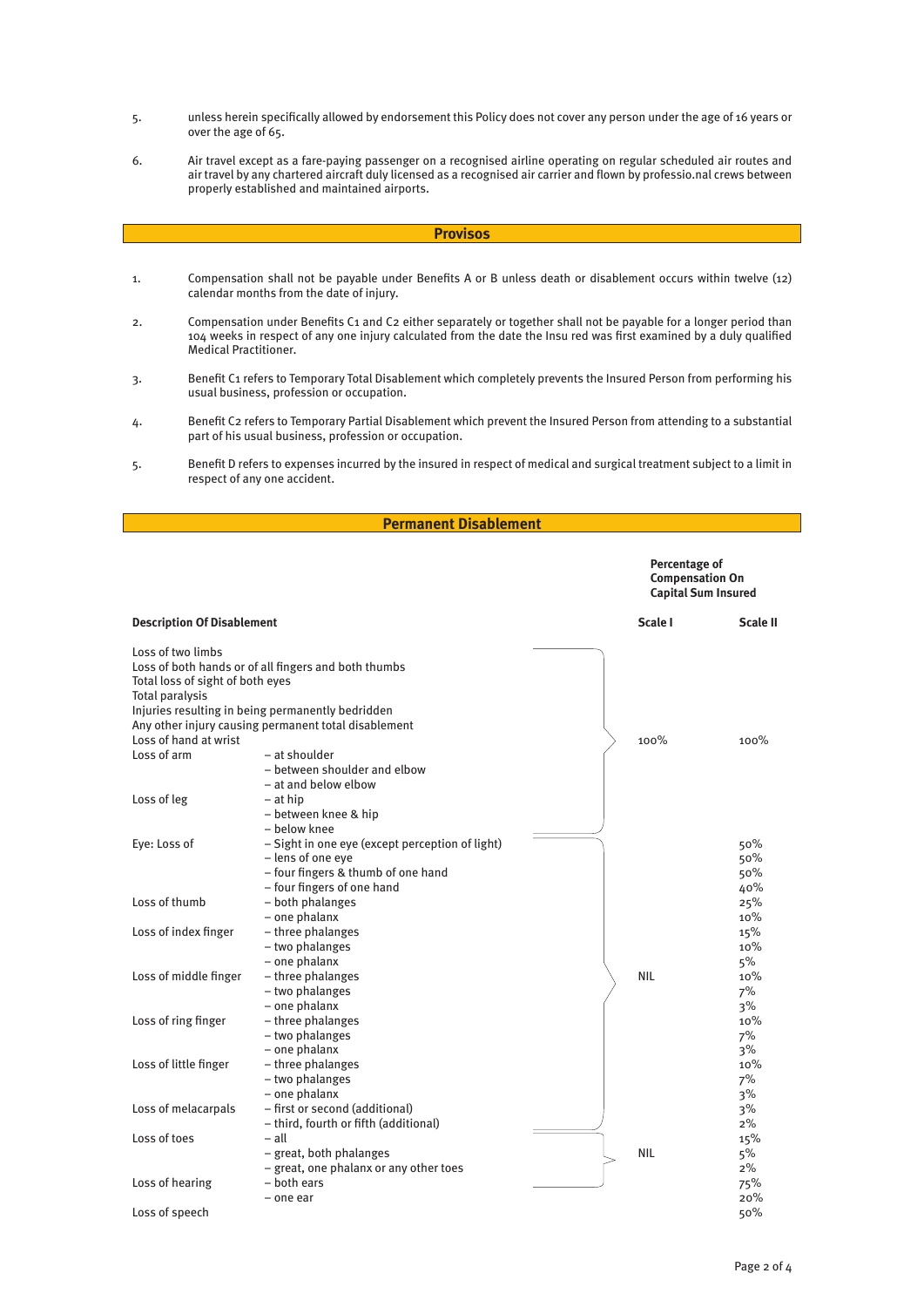5. unless herein specifically allowed by endorsement this Policy does not cover any person under the age of 16 years or over the age of 65.

6. Air travel except as a fare-paying passenger on a recognised airline operating on regular scheduled air routes and air travel by any chartered aircraft duly licensed as a recognised air carrier and flown by professio.nal crews between properly established and maintained airports.

## Provisos

1. Compensation shall not be payable under Benefits A or B unless death or disablement occurs within twelve (12) calendar months from the date of injury.

2. Compensation under Benefits C1 and C2 either separately or together shall not be payable for a longer period than 104 weeks in respect of any one injury calculated from the date the Insu red was first examined by a duly qualified Medical Practitioner.

3. Benefit C1 refers to Temporary Total Disablement which completely prevents the Insured Person from performing his usual business, profession or occupation.

4. Benefit C2 refers to Temporary Partial Disablement which prevent the Insured Person from attending to a substantial part of his usual business, profession or occupation.

5. Benefit D refers to expenses incurred by the insured in respect of medical and surgical treatment subject to a limit in respect of any one accident.

## Permanent Disablement

| Description Of Disablement | | Percentage of Compensation On Capital Sum Insured – Scale I | Percentage of Compensation On Capital Sum Insured – Scale II |
|---|---|---|---|
| Loss of two limbs | | 100% | 100% |
| Loss of both hands or of all fingers and both thumbs | | 100% | 100% |
| Total loss of sight of both eyes | | 100% | 100% |
| Total paralysis | | 100% | 100% |
| Injuries resulting in being permanently bedridden | | 100% | 100% |
| Any other injury causing permanent total disablement | | 100% | 100% |
| Loss of hand at wrist | | 100% | 100% |
| Loss of arm | – at shoulder | 100% | 100% |
| | – between shoulder and elbow | 100% | 100% |
| | – at and below elbow | 100% | 100% |
| Loss of leg | – at hip | 100% | 100% |
| | – between knee & hip | 100% | 100% |
| | – below knee | 100% | 100% |
| Eye: Loss of | – Sight in one eye (except perception of light) | NIL | 50% |
| | – lens of one eye | NIL | 50% |
| | – four fingers & thumb of one hand | NIL | 50% |
| | – four fingers of one hand | NIL | 40% |
| Loss of thumb | – both phalanges | NIL | 25% |
| | – one phalanx | NIL | 10% |
| Loss of index finger | – three phalanges | NIL | 15% |
| | – two phalanges | NIL | 10% |
| | – one phalanx | NIL | 5% |
| Loss of middle finger | – three phalanges | NIL | 10% |
| | – two phalanges | NIL | 7% |
| | – one phalanx | NIL | 3% |
| Loss of ring finger | – three phalanges | NIL | 10% |
| | – two phalanges | NIL | 7% |
| | – one phalanx | NIL | 3% |
| Loss of little finger | – three phalanges | NIL | 10% |
| | – two phalanges | NIL | 7% |
| | – one phalanx | NIL | 3% |
| Loss of melacarpals | – first or second (additional) | NIL | 3% |
| | – third, fourth or fifth (additional) | NIL | 2% |
| Loss of toes | – all | NIL | 15% |
| | – great, both phalanges | NIL | 5% |
| | – great, one phalanx or any other toes | NIL | 2% |
| Loss of hearing | – both ears | NIL | 75% |
| | – one ear | | 20% |
| Loss of speech | | | 50% |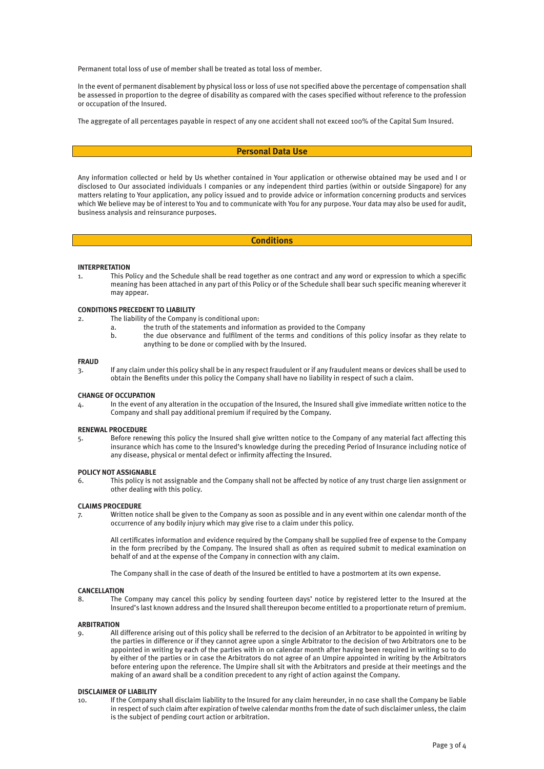Permanent total loss of use of member shall be treated as total loss of member.

In the event of permanent disablement by physical loss or loss of use not specified above the percentage of compensation shall be assessed in proportion to the degree of disability as compared with the cases specified without reference to the profession or occupation of the Insured.

The aggregate of all percentages payable in respect of any one accident shall not exceed 100% of the Capital Sum Insured.

## Personal Data Use

Any information collected or held by Us whether contained in Your application or otherwise obtained may be used and I or disclosed to Our associated individuals I companies or any independent third parties (within or outside Singapore) for any matters relating to Your application, any policy issued and to provide advice or information concerning products and services which We believe may be of interest to You and to communicate with You for any purpose. Your data may also be used for audit, business analysis and reinsurance purposes.

## Conditions

**INTERPRETATION**

1. This Policy and the Schedule shall be read together as one contract and any word or expression to which a specific meaning has been attached in any part of this Policy or of the Schedule shall bear such specific meaning wherever it may appear.

**CONDITIONS PRECEDENT TO LIABILITY**

2. The liability of the Company is conditional upon:
   a. the truth of the statements and information as provided to the Company
   b. the due observance and fulfilment of the terms and conditions of this policy insofar as they relate to anything to be done or complied with by the Insured.

**FRAUD**

3. If any claim under this policy shall be in any respect fraudulent or if any fraudulent means or devices shall be used to obtain the Benefits under this policy the Company shall have no liability in respect of such a claim.

**CHANGE OF OCCUPATION**

4. In the event of any alteration in the occupation of the Insured, the Insured shall give immediate written notice to the Company and shall pay additional premium if required by the Company.

**RENEWAL PROCEDURE**

5. Before renewing this policy the Insured shall give written notice to the Company of any material fact affecting this insurance which has come to the Insured's knowledge during the preceding Period of Insurance including notice of any disease, physical or mental defect or infirmity affecting the Insured.

**POLICY NOT ASSIGNABLE**

6. This policy is not assignable and the Company shall not be affected by notice of any trust charge lien assignment or other dealing with this policy.

**CLAIMS PROCEDURE**

7. Written notice shall be given to the Company as soon as possible and in any event within one calendar month of the occurrence of any bodily injury which may give rise to a claim under this policy.

   All certificates information and evidence required by the Company shall be supplied free of expense to the Company in the form precribed by the Company. The Insured shall as often as required submit to medical examination on behalf of and at the expense of the Company in connection with any claim.

   The Company shall in the case of death of the Insured be entitled to have a postmortem at its own expense.

**CANCELLATION**

8. The Company may cancel this policy by sending fourteen days' notice by registered letter to the Insured at the Insured's last known address and the Insured shall thereupon become entitled to a proportionate return of premium.

**ARBITRATION**

9. All difference arising out of this policy shall be referred to the decision of an Arbitrator to be appointed in writing by the parties in difference or if they cannot agree upon a single Arbitrator to the decision of two Arbitrators one to be appointed in writing by each of the parties with in on calendar month after having been required in writing so to do by either of the parties or in case the Arbitrators do not agree of an Umpire appointed in writing by the Arbitrators before entering upon the reference. The Umpire shall sit with the Arbitrators and preside at their meetings and the making of an award shall be a condition precedent to any right of action against the Company.

**DISCLAIMER OF LIABILITY**

10. If the Company shall disclaim liability to the Insured for any claim hereunder, in no case shall the Company be liable in respect of such claim after expiration of twelve calendar months from the date of such disclaimer unless, the claim is the subject of pending court action or arbitration.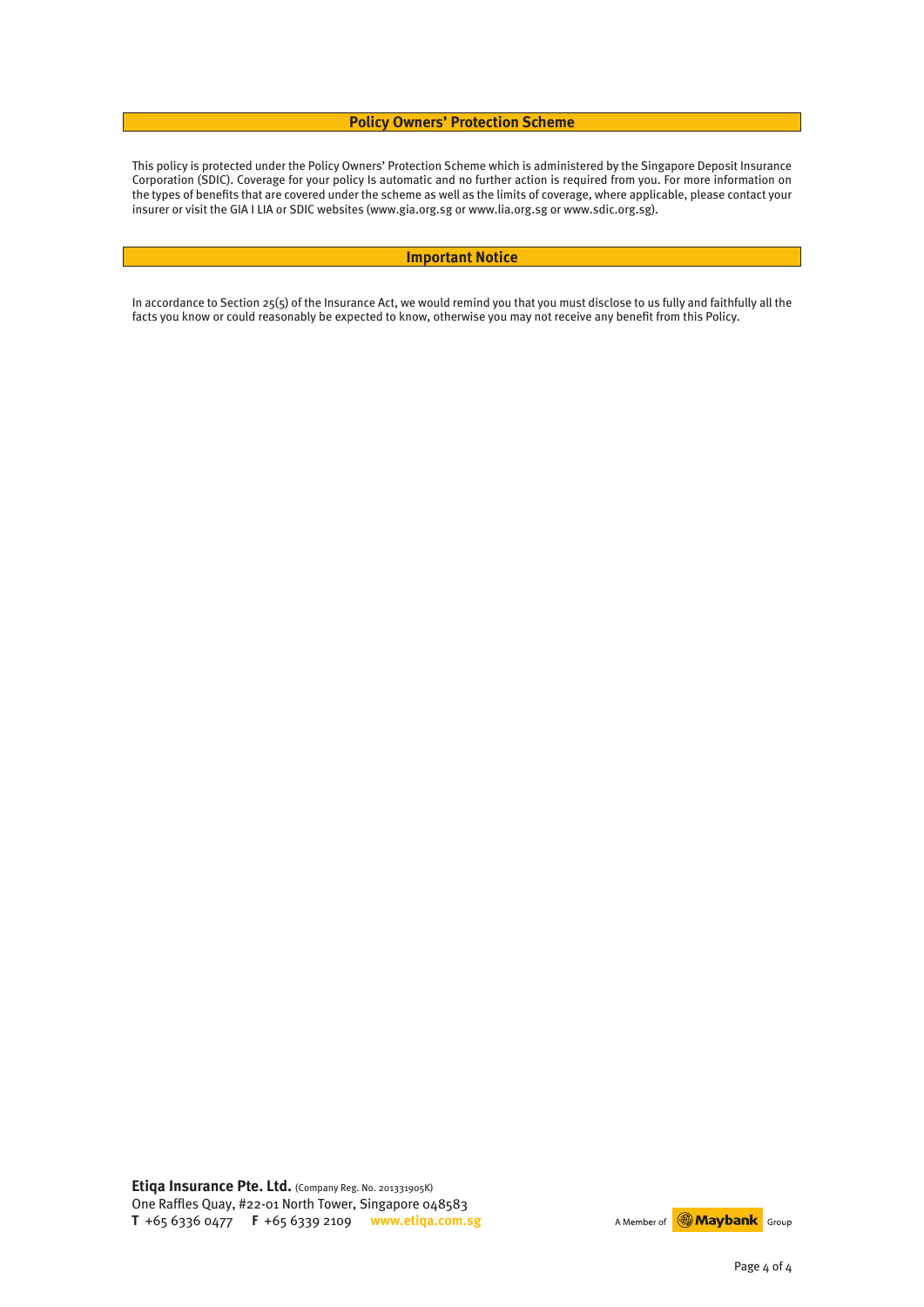## Policy Owners' Protection Scheme

This policy is protected under the Policy Owners' Protection Scheme which is administered by the Singapore Deposit Insurance Corporation (SDIC). Coverage for your policy Is automatic and no further action is required from you. For more information on the types of benefits that are covered under the scheme as well as the limits of coverage, where applicable, please contact your insurer or visit the GIA I LIA or SDIC websites (www.gia.org.sg or www.lia.org.sg or www.sdic.org.sg).

## Important Notice

In accordance to Section 25(5) of the Insurance Act, we would remind you that you must disclose to us fully and faithfully all the facts you know or could reasonably be expected to know, otherwise you may not receive any benefit from this Policy.

**Etiqa Insurance Pte. Ltd.** (Company Reg. No. 201331905K)
One Raffles Quay, #22-01 North Tower, Singapore 048583
**T** +65 6336 0477 **F** +65 6339 2109 **www.etiqa.com.sg**

A Member of Maybank Group